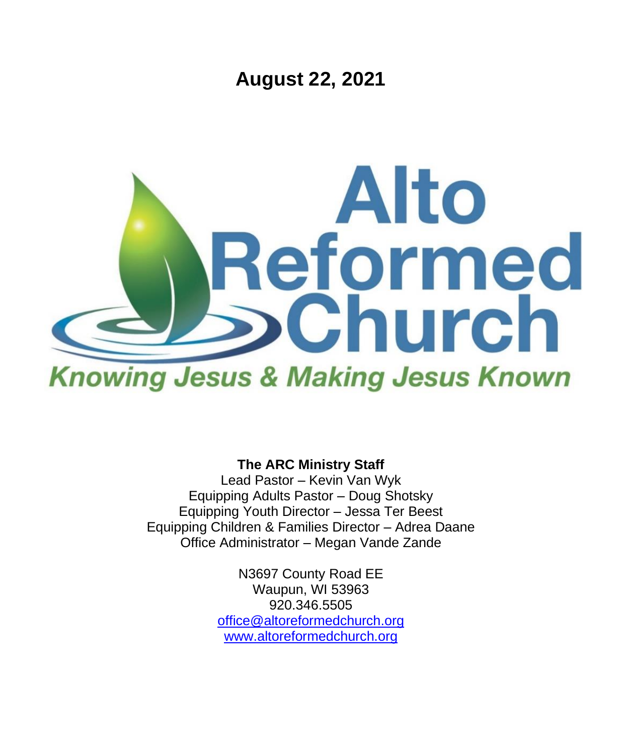# August 22, 2021

# Alto Reformed Church

*Knowing Jesus & Making Jesus Known*

**The ARC Ministry Staff**

Lead Pastor – Kevin Van Wyk
Equipping Adults Pastor – Doug Shotsky
Equipping Youth Director – Jessa Ter Beest
Equipping Children & Families Director – Adrea Daane
Office Administrator – Megan Vande Zande

N3697 County Road EE
Waupun, WI 53963
920.346.5505
office@altoreformedchurch.org
www.altoreformedchurch.org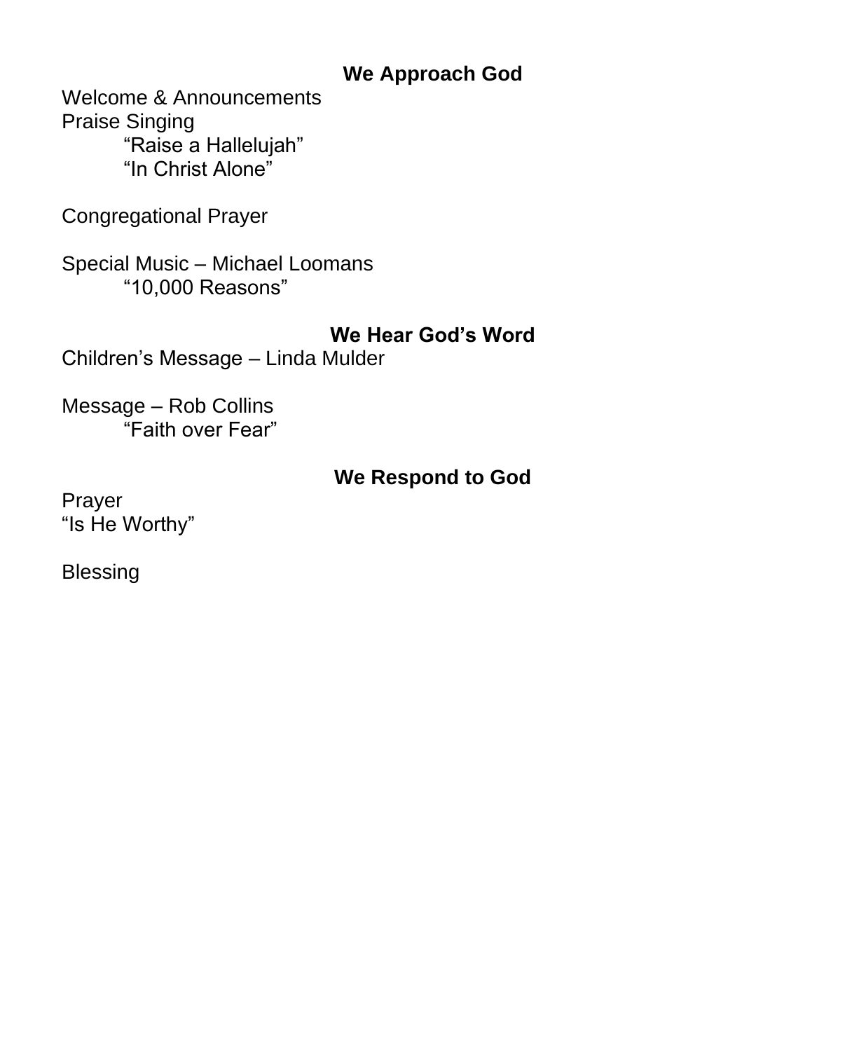## We Approach God

Welcome & Announcements
Praise Singing

    “Raise a Hallelujah”
    “In Christ Alone”

Congregational Prayer

Special Music – Michael Loomans

    “10,000 Reasons”

## We Hear God’s Word

Children’s Message – Linda Mulder

Message – Rob Collins

    “Faith over Fear”

## We Respond to God

Prayer
“Is He Worthy”

Blessing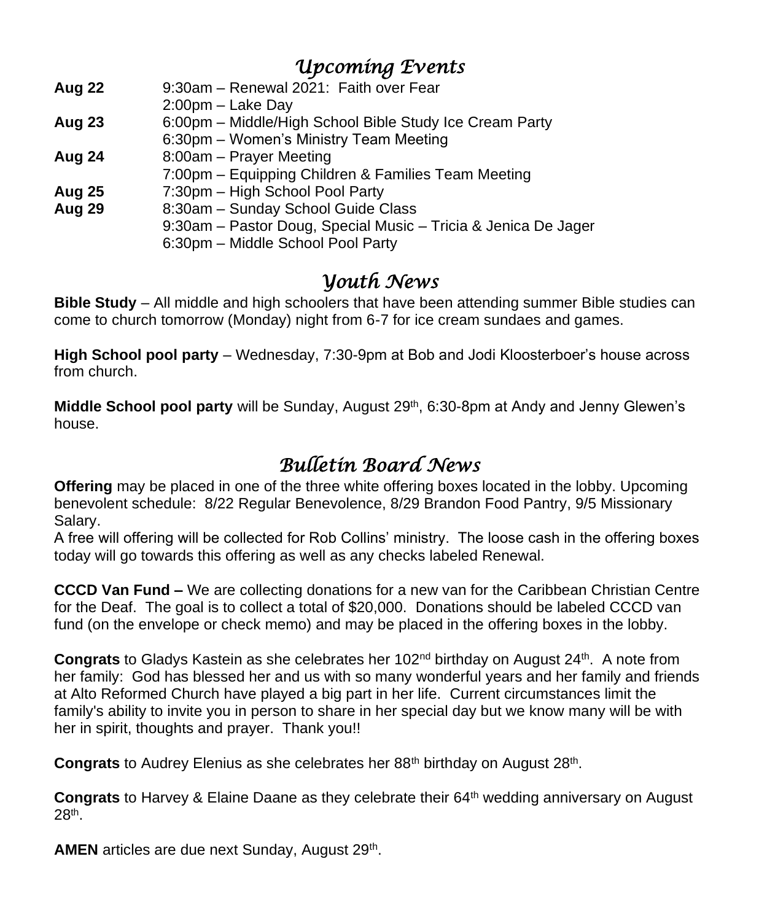## *Upcoming Events*

| | |
|---|---|
| **Aug 22** | 9:30am – Renewal 2021: Faith over Fear |
| | 2:00pm – Lake Day |
| **Aug 23** | 6:00pm – Middle/High School Bible Study Ice Cream Party |
| | 6:30pm – Women's Ministry Team Meeting |
| **Aug 24** | 8:00am – Prayer Meeting |
| | 7:00pm – Equipping Children & Families Team Meeting |
| **Aug 25** | 7:30pm – High School Pool Party |
| **Aug 29** | 8:30am – Sunday School Guide Class |
| | 9:30am – Pastor Doug, Special Music – Tricia & Jenica De Jager |
| | 6:30pm – Middle School Pool Party |

## *Youth News*

**Bible Study** – All middle and high schoolers that have been attending summer Bible studies can come to church tomorrow (Monday) night from 6-7 for ice cream sundaes and games.

**High School pool party** – Wednesday, 7:30-9pm at Bob and Jodi Kloosterboer's house across from church.

**Middle School pool party** will be Sunday, August 29th, 6:30-8pm at Andy and Jenny Glewen's house.

## *Bulletin Board News*

**Offering** may be placed in one of the three white offering boxes located in the lobby. Upcoming benevolent schedule: 8/22 Regular Benevolence, 8/29 Brandon Food Pantry, 9/5 Missionary Salary.
A free will offering will be collected for Rob Collins' ministry. The loose cash in the offering boxes today will go towards this offering as well as any checks labeled Renewal.

**CCCD Van Fund –** We are collecting donations for a new van for the Caribbean Christian Centre for the Deaf. The goal is to collect a total of $20,000. Donations should be labeled CCCD van fund (on the envelope or check memo) and may be placed in the offering boxes in the lobby.

**Congrats** to Gladys Kastein as she celebrates her 102nd birthday on August 24th. A note from her family: God has blessed her and us with so many wonderful years and her family and friends at Alto Reformed Church have played a big part in her life. Current circumstances limit the family's ability to invite you in person to share in her special day but we know many will be with her in spirit, thoughts and prayer. Thank you!!

**Congrats** to Audrey Elenius as she celebrates her 88th birthday on August 28th.

**Congrats** to Harvey & Elaine Daane as they celebrate their 64th wedding anniversary on August 28th.

**AMEN** articles are due next Sunday, August 29th.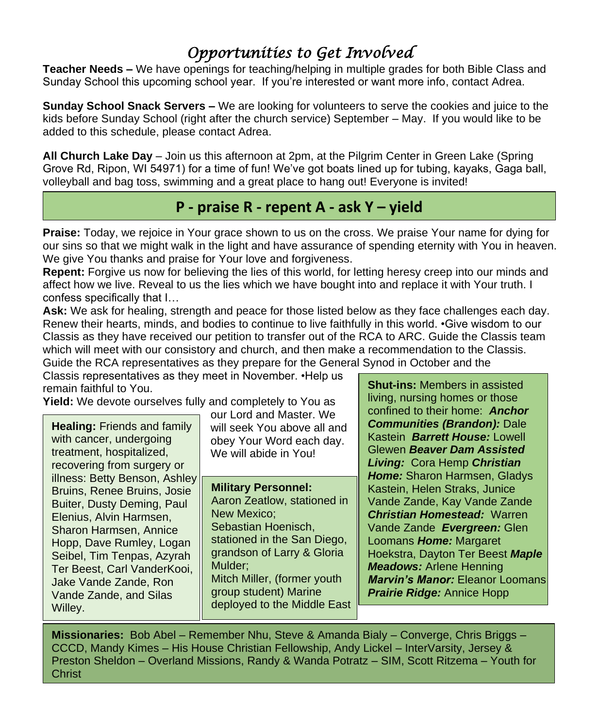# *Opportunities to Get Involved*

**Teacher Needs –** We have openings for teaching/helping in multiple grades for both Bible Class and Sunday School this upcoming school year. If you're interested or want more info, contact Adrea.

**Sunday School Snack Servers –** We are looking for volunteers to serve the cookies and juice to the kids before Sunday School (right after the church service) September – May. If you would like to be added to this schedule, please contact Adrea.

**All Church Lake Day** – Join us this afternoon at 2pm, at the Pilgrim Center in Green Lake (Spring Grove Rd, Ripon, WI 54971) for a time of fun! We've got boats lined up for tubing, kayaks, Gaga ball, volleyball and bag toss, swimming and a great place to hang out! Everyone is invited!

## P - praise R - repent A - ask Y – yield

**Praise:** Today, we rejoice in Your grace shown to us on the cross. We praise Your name for dying for our sins so that we might walk in the light and have assurance of spending eternity with You in heaven. We give You thanks and praise for Your love and forgiveness.

**Repent:** Forgive us now for believing the lies of this world, for letting heresy creep into our minds and affect how we live. Reveal to us the lies which we have bought into and replace it with Your truth. I confess specifically that I…

**Ask:** We ask for healing, strength and peace for those listed below as they face challenges each day. Renew their hearts, minds, and bodies to continue to live faithfully in this world. •Give wisdom to our Classis as they have received our petition to transfer out of the RCA to ARC. Guide the Classis team which will meet with our consistory and church, and then make a recommendation to the Classis. Guide the RCA representatives as they prepare for the General Synod in October and the Classis representatives as they meet in November. •Help us remain faithful to You.

**Yield:** We devote ourselves fully and completely to You as our Lord and Master. We will seek You above all and obey Your Word each day. We will abide in You!

**Healing:** Friends and family with cancer, undergoing treatment, hospitalized, recovering from surgery or illness: Betty Benson, Ashley Bruins, Renee Bruins, Josie Buiter, Dusty Deming, Paul Elenius, Alvin Harmsen, Sharon Harmsen, Annice Hopp, Dave Rumley, Logan Seibel, Tim Tenpas, Azyrah Ter Beest, Carl VanderKooi, Jake Vande Zande, Ron Vande Zande, and Silas Willey.

**Military Personnel:**
Aaron Zeatlow, stationed in New Mexico;
Sebastian Hoenisch, stationed in the San Diego, grandson of Larry & Gloria Mulder;
Mitch Miller, (former youth group student) Marine deployed to the Middle East

**Shut-ins:** Members in assisted living, nursing homes or those confined to their home: ***Anchor Communities (Brandon):*** Dale Kastein ***Barrett House:*** Lowell Glewen ***Beaver Dam Assisted Living:*** Cora Hemp ***Christian Home:*** Sharon Harmsen, Gladys Kastein, Helen Straks, Junice Vande Zande, Kay Vande Zande ***Christian Homestead:*** Warren Vande Zande ***Evergreen:*** Glen Loomans ***Home:*** Margaret Hoekstra, Dayton Ter Beest ***Maple Meadows:*** Arlene Henning ***Marvin's Manor:*** Eleanor Loomans ***Prairie Ridge:*** Annice Hopp

**Missionaries:** Bob Abel – Remember Nhu, Steve & Amanda Bialy – Converge, Chris Briggs – CCCD, Mandy Kimes – His House Christian Fellowship, Andy Lickel – InterVarsity, Jersey & Preston Sheldon – Overland Missions, Randy & Wanda Potratz – SIM, Scott Ritzema – Youth for Christ